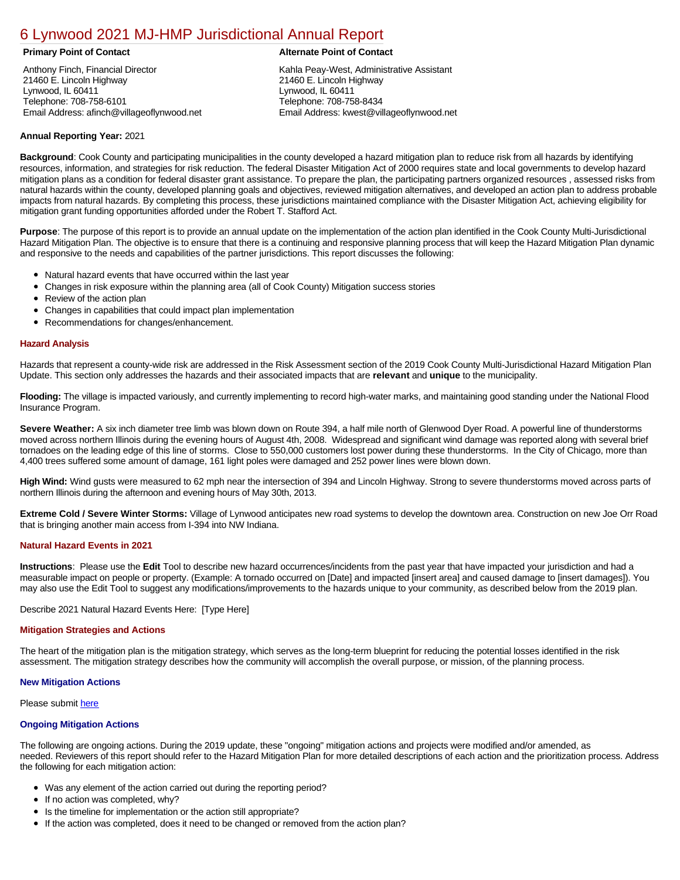# 6 Lynwood 2021 MJ-HMP Jurisdictional Annual Report

**Primary Point of Contact**

Anthony Finch, Financial Director
21460 E. Lincoln Highway
Lynwood, IL 60411
Telephone: 708-758-6101
Email Address: afinch@villageoflynwood.net

**Alternate Point of Contact**

Kahla Peay-West, Administrative Assistant
21460 E. Lincoln Highway
Lynwood, IL 60411
Telephone: 708-758-8434
Email Address: kwest@villageoflynwood.net

**Annual Reporting Year:** 2021

**Background**: Cook County and participating municipalities in the county developed a hazard mitigation plan to reduce risk from all hazards by identifying resources, information, and strategies for risk reduction. The federal Disaster Mitigation Act of 2000 requires state and local governments to develop hazard mitigation plans as a condition for federal disaster grant assistance. To prepare the plan, the participating partners organized resources , assessed risks from natural hazards within the county, developed planning goals and objectives, reviewed mitigation alternatives, and developed an action plan to address probable impacts from natural hazards. By completing this process, these jurisdictions maintained compliance with the Disaster Mitigation Act, achieving eligibility for mitigation grant funding opportunities afforded under the Robert T. Stafford Act.

**Purpose**: The purpose of this report is to provide an annual update on the implementation of the action plan identified in the Cook County Multi-Jurisdictional Hazard Mitigation Plan. The objective is to ensure that there is a continuing and responsive planning process that will keep the Hazard Mitigation Plan dynamic and responsive to the needs and capabilities of the partner jurisdictions. This report discusses the following:

- Natural hazard events that have occurred within the last year
- Changes in risk exposure within the planning area (all of Cook County) Mitigation success stories
- Review of the action plan
- Changes in capabilities that could impact plan implementation
- Recommendations for changes/enhancement.

## Hazard Analysis

Hazards that represent a county-wide risk are addressed in the Risk Assessment section of the 2019 Cook County Multi-Jurisdictional Hazard Mitigation Plan Update. This section only addresses the hazards and their associated impacts that are **relevant** and **unique** to the municipality.

**Flooding:** The village is impacted variously, and currently implementing to record high-water marks, and maintaining good standing under the National Flood Insurance Program.

**Severe Weather:** A six inch diameter tree limb was blown down on Route 394, a half mile north of Glenwood Dyer Road. A powerful line of thunderstorms moved across northern Illinois during the evening hours of August 4th, 2008. Widespread and significant wind damage was reported along with several brief tornadoes on the leading edge of this line of storms. Close to 550,000 customers lost power during these thunderstorms. In the City of Chicago, more than 4,400 trees suffered some amount of damage, 161 light poles were damaged and 252 power lines were blown down.

**High Wind:** Wind gusts were measured to 62 mph near the intersection of 394 and Lincoln Highway. Strong to severe thunderstorms moved across parts of northern Illinois during the afternoon and evening hours of May 30th, 2013.

**Extreme Cold / Severe Winter Storms:** Village of Lynwood anticipates new road systems to develop the downtown area. Construction on new Joe Orr Road that is bringing another main access from I-394 into NW Indiana.

## Natural Hazard Events in 2021

**Instructions**: Please use the **Edit** Tool to describe new hazard occurrences/incidents from the past year that have impacted your jurisdiction and had a measurable impact on people or property. (Example: A tornado occurred on [Date] and impacted [insert area] and caused damage to [insert damages]). You may also use the Edit Tool to suggest any modifications/improvements to the hazards unique to your community, as described below from the 2019 plan.

Describe 2021 Natural Hazard Events Here: [Type Here]

## Mitigation Strategies and Actions

The heart of the mitigation plan is the mitigation strategy, which serves as the long-term blueprint for reducing the potential losses identified in the risk assessment. The mitigation strategy describes how the community will accomplish the overall purpose, or mission, of the planning process.

### New Mitigation Actions

Please submit here

### Ongoing Mitigation Actions

The following are ongoing actions. During the 2019 update, these "ongoing" mitigation actions and projects were modified and/or amended, as needed. Reviewers of this report should refer to the Hazard Mitigation Plan for more detailed descriptions of each action and the prioritization process. Address the following for each mitigation action:

- Was any element of the action carried out during the reporting period?
- If no action was completed, why?
- Is the timeline for implementation or the action still appropriate?
- If the action was completed, does it need to be changed or removed from the action plan?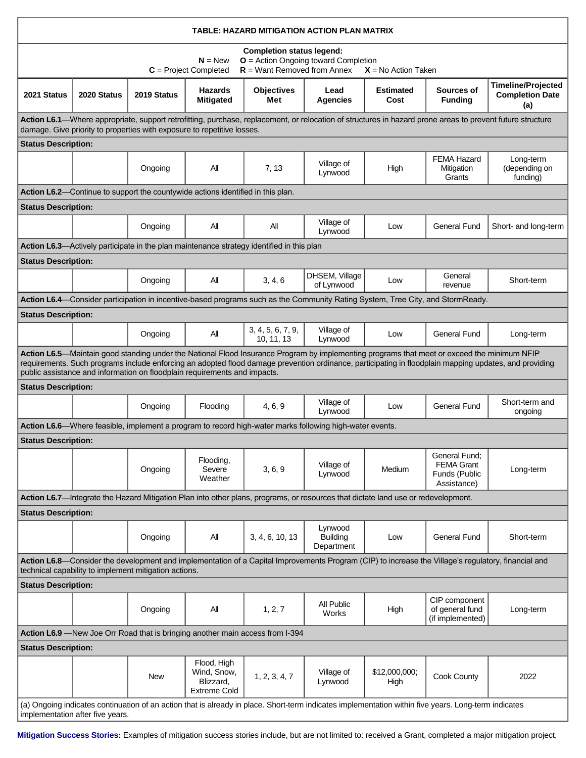| TABLE: HAZARD MITIGATION ACTION PLAN MATRIX | | | | | | | | |
|---|---|---|---|---|---|---|---|---|
| **Completion status legend:** **N** = New **O** = Action Ongoing toward Completion **C** = Project Completed **R** = Want Removed from Annex **X** = No Action Taken | | | | | | | | |
| **2021 Status** | **2020 Status** | **2019 Status** | **Hazards Mitigated** | **Objectives Met** | **Lead Agencies** | **Estimated Cost** | **Sources of Funding** | **Timeline/Projected Completion Date (a)** |
| **Action L6.1**—Where appropriate, support retrofitting, purchase, replacement, or relocation of structures in hazard prone areas to prevent future structure damage. Give priority to properties with exposure to repetitive losses. | | | | | | | | |
| **Status Description:** | | | | | | | | |
| | | Ongoing | All | 7, 13 | Village of Lynwood | High | FEMA Hazard Mitigation Grants | Long-term (depending on funding) |
| **Action L6.2**—Continue to support the countywide actions identified in this plan. | | | | | | | | |
| **Status Description:** | | | | | | | | |
| | | Ongoing | All | All | Village of Lynwood | Low | General Fund | Short- and long-term |
| **Action L6.3**—Actively participate in the plan maintenance strategy identified in this plan | | | | | | | | |
| **Status Description:** | | | | | | | | |
| | | Ongoing | All | 3, 4, 6 | DHSEM, Village of Lynwood | Low | General revenue | Short-term |
| **Action L6.4**—Consider participation in incentive-based programs such as the Community Rating System, Tree City, and StormReady. | | | | | | | | |
| **Status Description:** | | | | | | | | |
| | | Ongoing | All | 3, 4, 5, 6, 7, 9, 10, 11, 13 | Village of Lynwood | Low | General Fund | Long-term |
| **Action L6.5**—Maintain good standing under the National Flood Insurance Program by implementing programs that meet or exceed the minimum NFIP requirements. Such programs include enforcing an adopted flood damage prevention ordinance, participating in floodplain mapping updates, and providing public assistance and information on floodplain requirements and impacts. | | | | | | | | |
| **Status Description:** | | | | | | | | |
| | | Ongoing | Flooding | 4, 6, 9 | Village of Lynwood | Low | General Fund | Short-term and ongoing |
| **Action L6.6**—Where feasible, implement a program to record high-water marks following high-water events. | | | | | | | | |
| **Status Description:** | | | | | | | | |
| | | Ongoing | Flooding, Severe Weather | 3, 6, 9 | Village of Lynwood | Medium | General Fund; FEMA Grant Funds (Public Assistance) | Long-term |
| **Action L6.7**—Integrate the Hazard Mitigation Plan into other plans, programs, or resources that dictate land use or redevelopment. | | | | | | | | |
| **Status Description:** | | | | | | | | |
| | | Ongoing | All | 3, 4, 6, 10, 13 | Lynwood Building Department | Low | General Fund | Short-term |
| **Action L6.8**—Consider the development and implementation of a Capital Improvements Program (CIP) to increase the Village's regulatory, financial and technical capability to implement mitigation actions. | | | | | | | | |
| **Status Description:** | | | | | | | | |
| | | Ongoing | All | 1, 2, 7 | All Public Works | High | CIP component of general fund (if implemented) | Long-term |
| **Action L6.9** —New Joe Orr Road that is bringing another main access from I-394 | | | | | | | | |
| **Status Description:** | | | | | | | | |
| | | New | Flood, High Wind, Snow, Blizzard, Extreme Cold | 1, 2, 3, 4, 7 | Village of Lynwood | $12,000,000; High | Cook County | 2022 |
| (a) Ongoing indicates continuation of an action that is already in place. Short-term indicates implementation within five years. Long-term indicates implementation after five years. | | | | | | | | |

**Mitigation Success Stories:** Examples of mitigation success stories include, but are not limited to: received a Grant, completed a major mitigation project,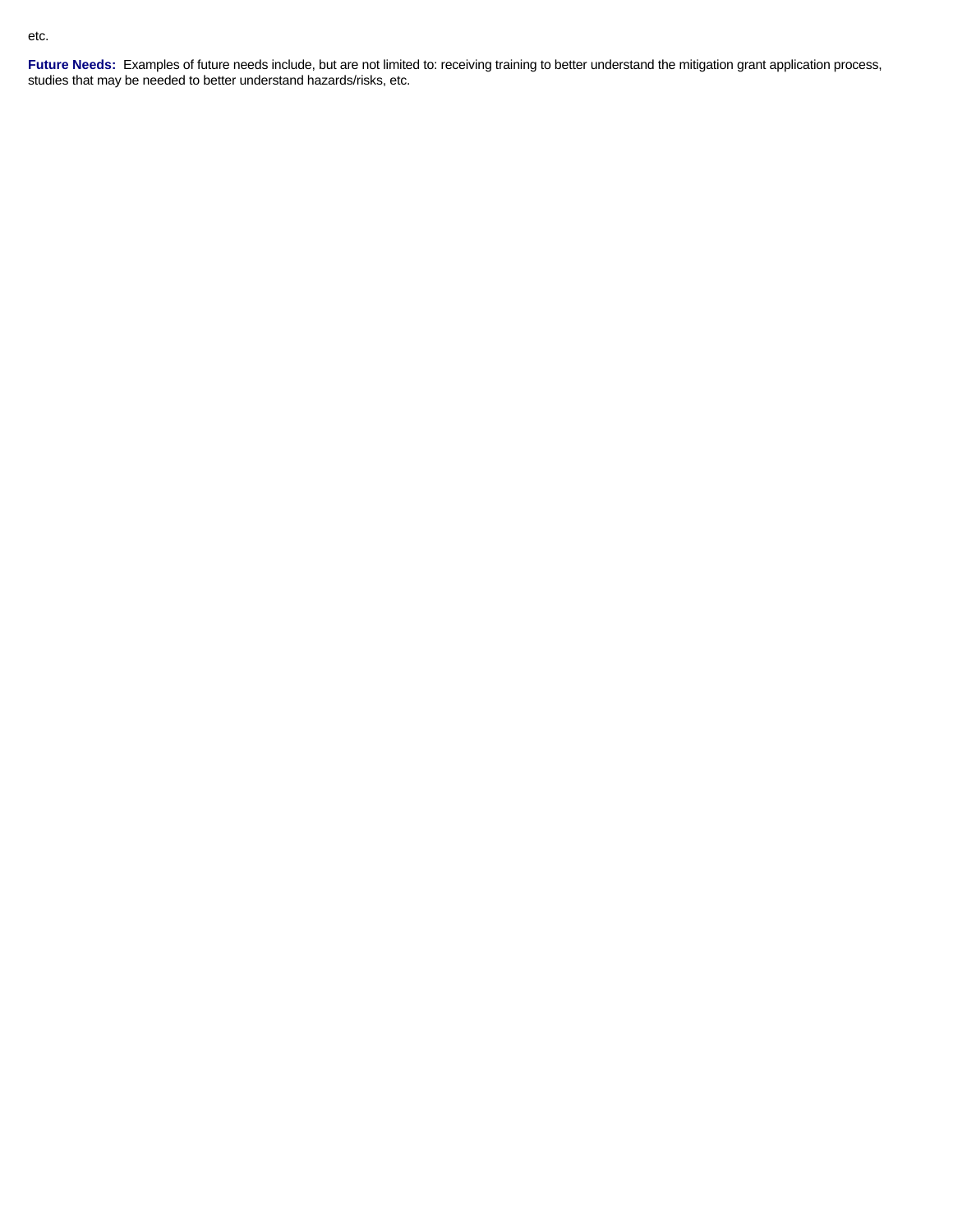etc.

**Future Needs:** Examples of future needs include, but are not limited to: receiving training to better understand the mitigation grant application process, studies that may be needed to better understand hazards/risks, etc.